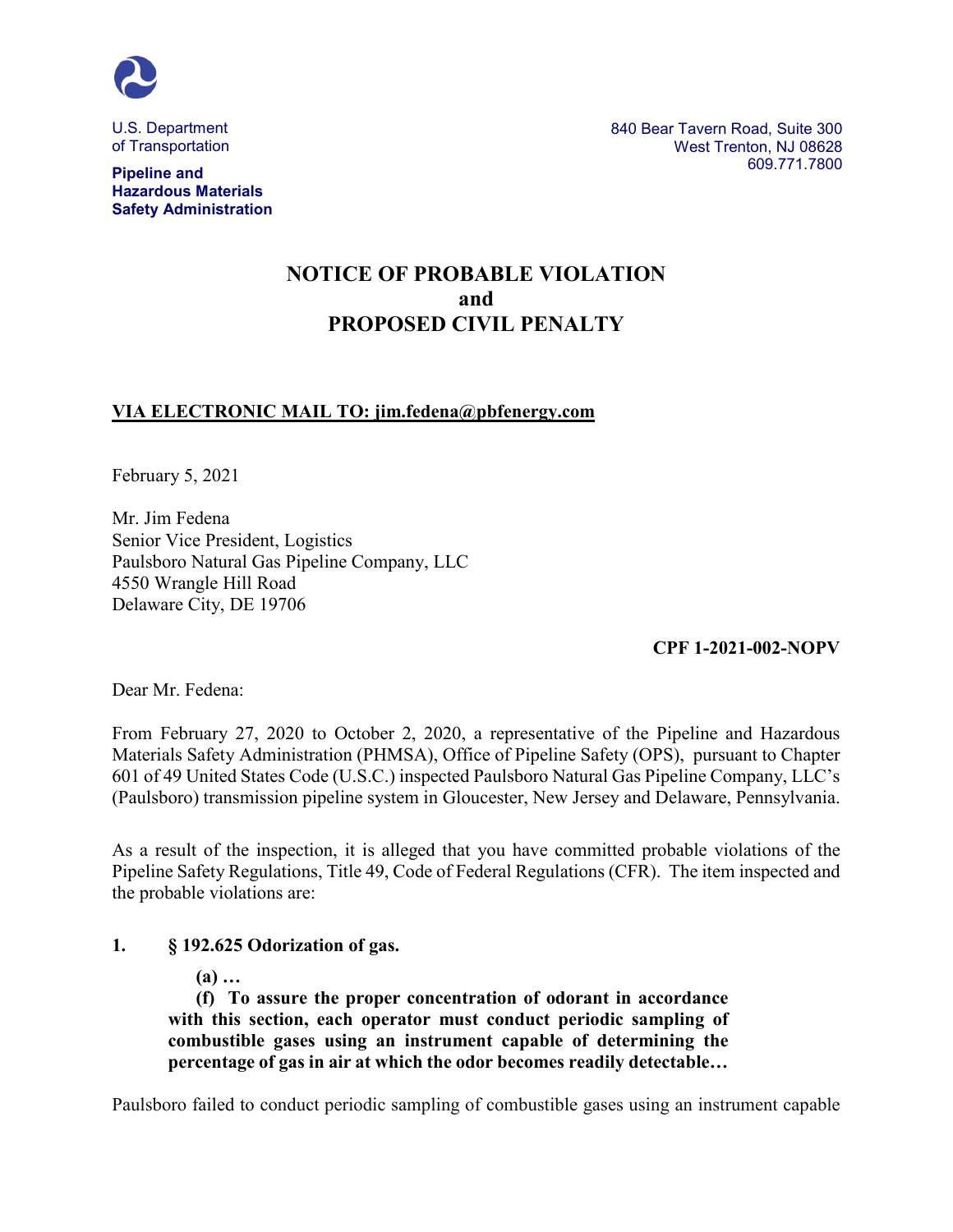U.S. Department of Transportation

**Pipeline and Hazardous Materials Safety Administration**

840 Bear Tavern Road, Suite 300
West Trenton, NJ 08628
609.771.7800

# NOTICE OF PROBABLE VIOLATION and PROPOSED CIVIL PENALTY

**VIA ELECTRONIC MAIL TO: jim.fedena@pbfenergy.com**

February 5, 2021

Mr. Jim Fedena
Senior Vice President, Logistics
Paulsboro Natural Gas Pipeline Company, LLC
4550 Wrangle Hill Road
Delaware City, DE 19706

**CPF 1-2021-002-NOPV**

Dear Mr. Fedena:

From February 27, 2020 to October 2, 2020, a representative of the Pipeline and Hazardous Materials Safety Administration (PHMSA), Office of Pipeline Safety (OPS), pursuant to Chapter 601 of 49 United States Code (U.S.C.) inspected Paulsboro Natural Gas Pipeline Company, LLC's (Paulsboro) transmission pipeline system in Gloucester, New Jersey and Delaware, Pennsylvania.

As a result of the inspection, it is alleged that you have committed probable violations of the Pipeline Safety Regulations, Title 49, Code of Federal Regulations (CFR). The item inspected and the probable violations are:

**1. § 192.625 Odorization of gas.**

> **(a) …**
> **(f) To assure the proper concentration of odorant in accordance with this section, each operator must conduct periodic sampling of combustible gases using an instrument capable of determining the percentage of gas in air at which the odor becomes readily detectable…**

Paulsboro failed to conduct periodic sampling of combustible gases using an instrument capable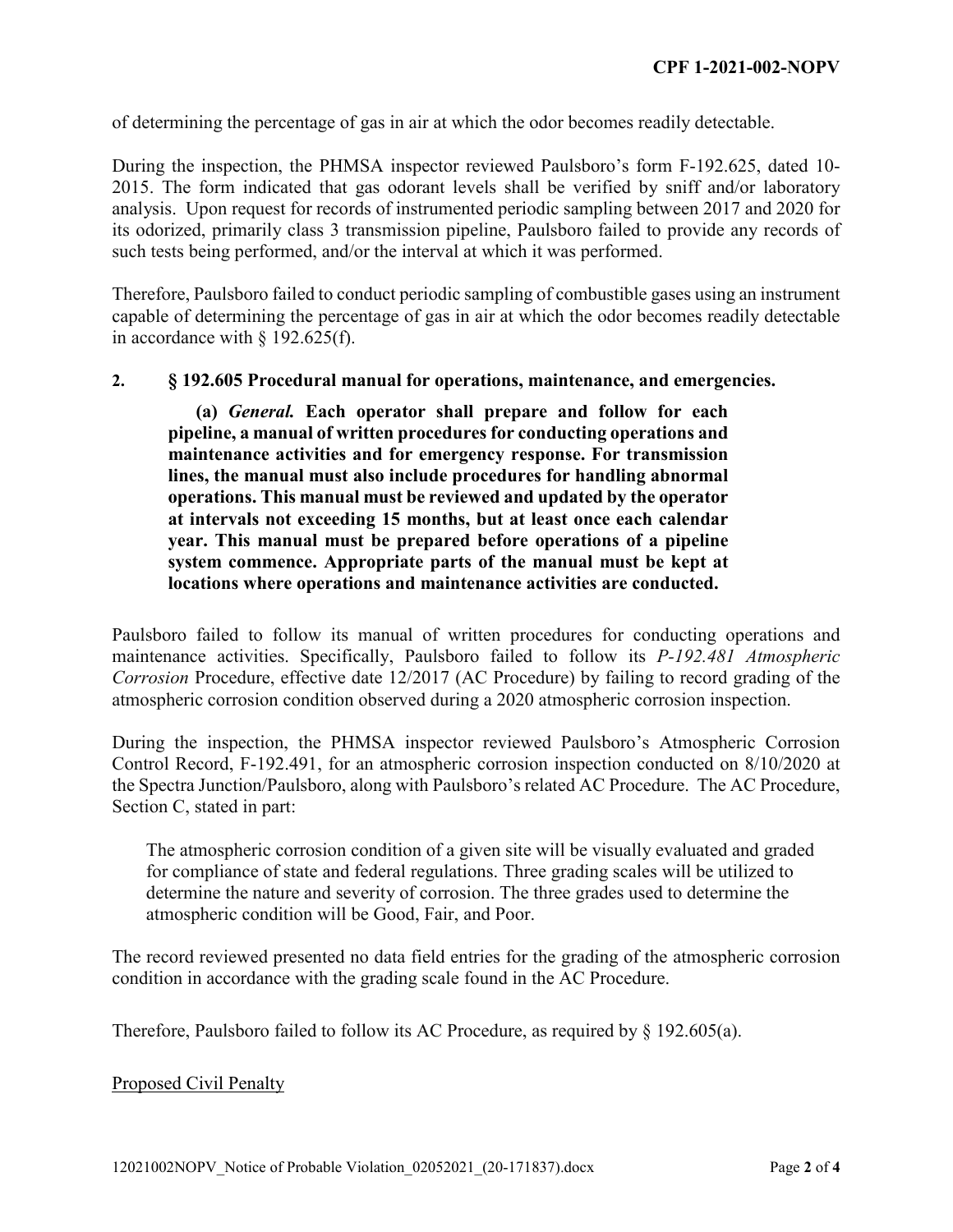of determining the percentage of gas in air at which the odor becomes readily detectable.

During the inspection, the PHMSA inspector reviewed Paulsboro's form F-192.625, dated 10-2015. The form indicated that gas odorant levels shall be verified by sniff and/or laboratory analysis. Upon request for records of instrumented periodic sampling between 2017 and 2020 for its odorized, primarily class 3 transmission pipeline, Paulsboro failed to provide any records of such tests being performed, and/or the interval at which it was performed.

Therefore, Paulsboro failed to conduct periodic sampling of combustible gases using an instrument capable of determining the percentage of gas in air at which the odor becomes readily detectable in accordance with § 192.625(f).

**2. § 192.605 Procedural manual for operations, maintenance, and emergencies.**

> **(a)** ***General.*** **Each operator shall prepare and follow for each pipeline, a manual of written procedures for conducting operations and maintenance activities and for emergency response. For transmission lines, the manual must also include procedures for handling abnormal operations. This manual must be reviewed and updated by the operator at intervals not exceeding 15 months, but at least once each calendar year. This manual must be prepared before operations of a pipeline system commence. Appropriate parts of the manual must be kept at locations where operations and maintenance activities are conducted.**

Paulsboro failed to follow its manual of written procedures for conducting operations and maintenance activities. Specifically, Paulsboro failed to follow its *P-192.481 Atmospheric Corrosion* Procedure, effective date 12/2017 (AC Procedure) by failing to record grading of the atmospheric corrosion condition observed during a 2020 atmospheric corrosion inspection.

During the inspection, the PHMSA inspector reviewed Paulsboro's Atmospheric Corrosion Control Record, F-192.491, for an atmospheric corrosion inspection conducted on 8/10/2020 at the Spectra Junction/Paulsboro, along with Paulsboro's related AC Procedure. The AC Procedure, Section C, stated in part:

> The atmospheric corrosion condition of a given site will be visually evaluated and graded for compliance of state and federal regulations. Three grading scales will be utilized to determine the nature and severity of corrosion. The three grades used to determine the atmospheric condition will be Good, Fair, and Poor.

The record reviewed presented no data field entries for the grading of the atmospheric corrosion condition in accordance with the grading scale found in the AC Procedure.

Therefore, Paulsboro failed to follow its AC Procedure, as required by § 192.605(a).

Proposed Civil Penalty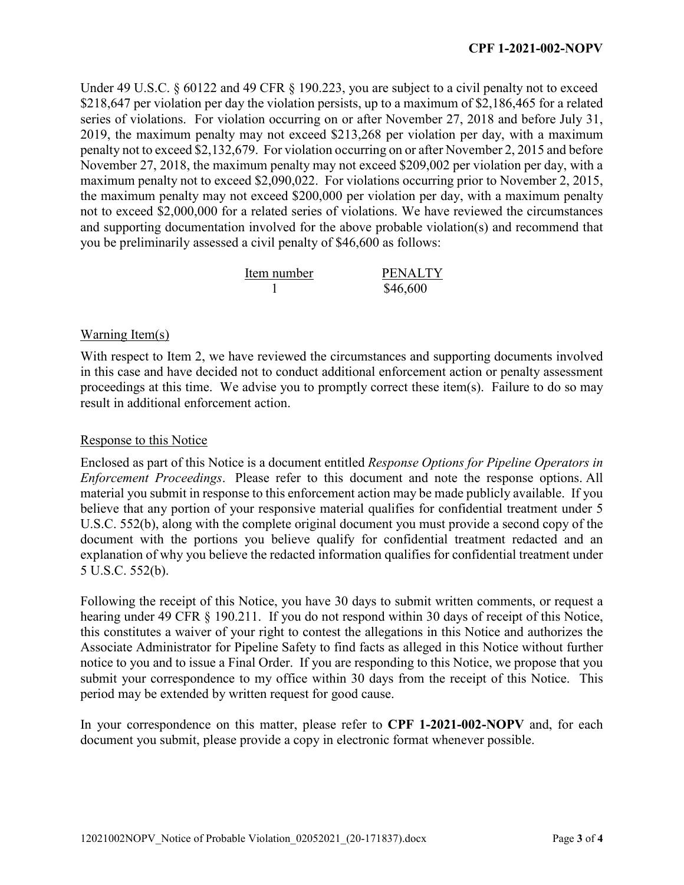Under 49 U.S.C. § 60122 and 49 CFR § 190.223, you are subject to a civil penalty not to exceed $218,647 per violation per day the violation persists, up to a maximum of $2,186,465 for a related series of violations. For violation occurring on or after November 27, 2018 and before July 31, 2019, the maximum penalty may not exceed $213,268 per violation per day, with a maximum penalty not to exceed $2,132,679. For violation occurring on or after November 2, 2015 and before November 27, 2018, the maximum penalty may not exceed $209,002 per violation per day, with a maximum penalty not to exceed $2,090,022. For violations occurring prior to November 2, 2015, the maximum penalty may not exceed $200,000 per violation per day, with a maximum penalty not to exceed $2,000,000 for a related series of violations. We have reviewed the circumstances and supporting documentation involved for the above probable violation(s) and recommend that you be preliminarily assessed a civil penalty of $46,600 as follows:

| Item number | PENALTY |
|---|---|
| 1 | $46,600 |

## Warning Item(s)

With respect to Item 2, we have reviewed the circumstances and supporting documents involved in this case and have decided not to conduct additional enforcement action or penalty assessment proceedings at this time. We advise you to promptly correct these item(s). Failure to do so may result in additional enforcement action.

## Response to this Notice

Enclosed as part of this Notice is a document entitled *Response Options for Pipeline Operators in Enforcement Proceedings*. Please refer to this document and note the response options. All material you submit in response to this enforcement action may be made publicly available. If you believe that any portion of your responsive material qualifies for confidential treatment under 5 U.S.C. 552(b), along with the complete original document you must provide a second copy of the document with the portions you believe qualify for confidential treatment redacted and an explanation of why you believe the redacted information qualifies for confidential treatment under 5 U.S.C. 552(b).

Following the receipt of this Notice, you have 30 days to submit written comments, or request a hearing under 49 CFR § 190.211. If you do not respond within 30 days of receipt of this Notice, this constitutes a waiver of your right to contest the allegations in this Notice and authorizes the Associate Administrator for Pipeline Safety to find facts as alleged in this Notice without further notice to you and to issue a Final Order. If you are responding to this Notice, we propose that you submit your correspondence to my office within 30 days from the receipt of this Notice. This period may be extended by written request for good cause.

In your correspondence on this matter, please refer to **CPF 1-2021-002-NOPV** and, for each document you submit, please provide a copy in electronic format whenever possible.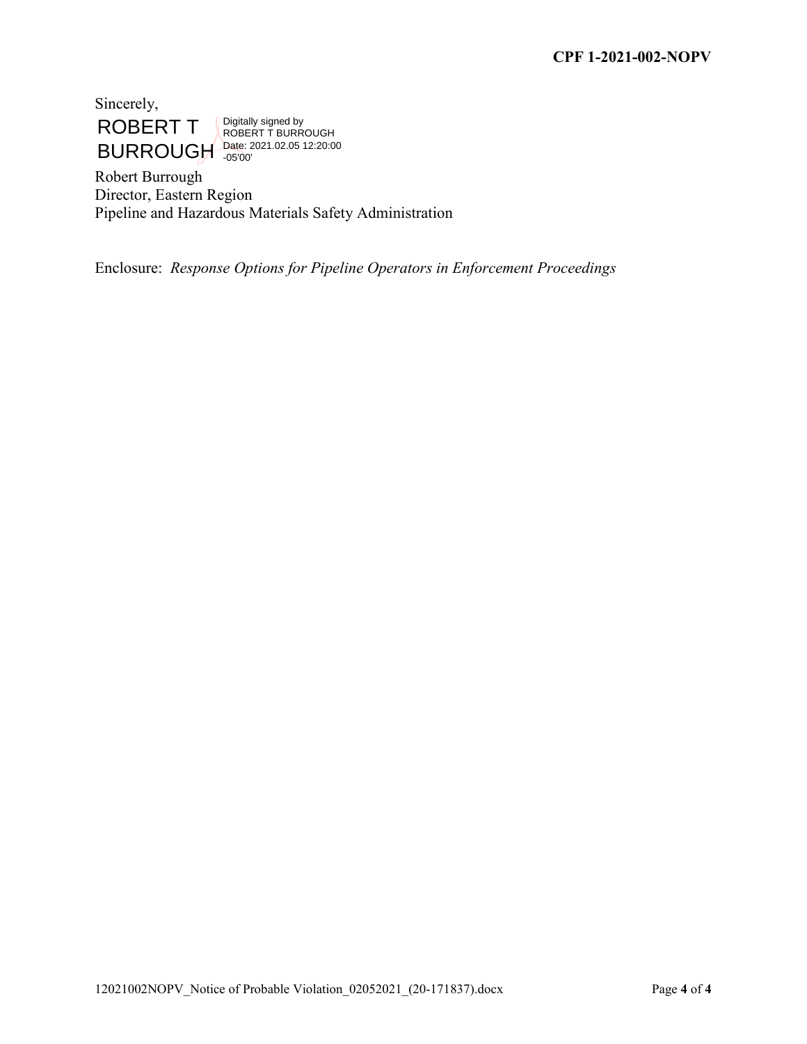Sincerely,

ROBERT T BURROUGH

Digitally signed by ROBERT T BURROUGH
Date: 2021.02.05 12:20:00 -05'00'

Robert Burrough
Director, Eastern Region
Pipeline and Hazardous Materials Safety Administration

Enclosure: *Response Options for Pipeline Operators in Enforcement Proceedings*